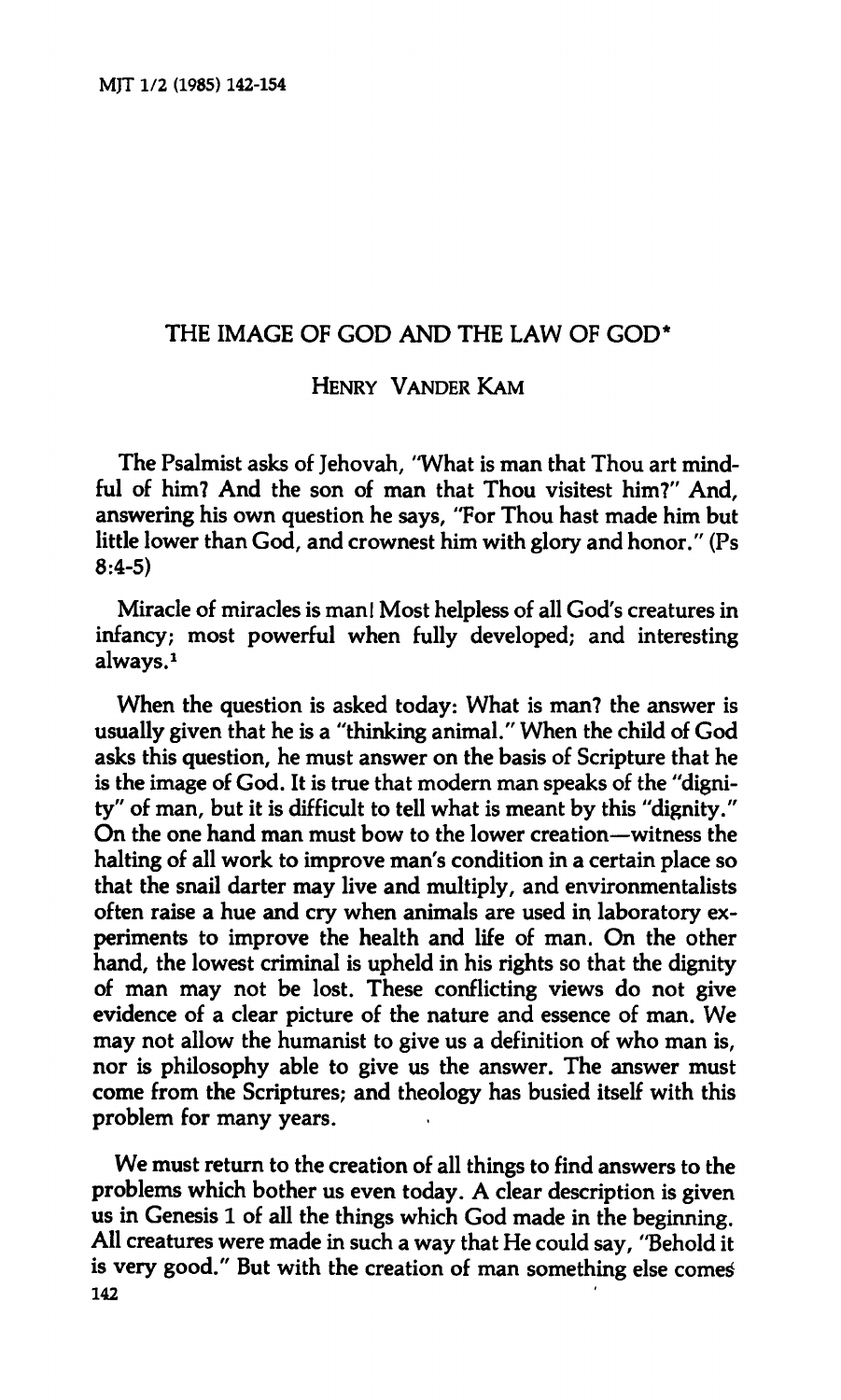# THE IMAGE OF GOD AND THE LAW OF GOD*

### HENRY VANDER KAM

The Psalmist asks of Jehovah, "What is man that Thou art mindful of him? And the son of man that Thou visitest him?" And, answering his own question he says, "For Thou hast made him but little lower than God, and crownest him with glory and honor." (Ps 8:4-5)

Miracle of miracles is man! Most helpless of all God's creatures in infancy; most powerful when fully developed; and interesting always.[1]

When the question is asked today: What is man? the answer is usually given that he is a "thinking animal." When the child of God asks this question, he must answer on the basis of Scripture that he is the image of God. It is true that modern man speaks of the "dignity" of man, but it is difficult to tell what is meant by this "dignity." On the one hand man must bow to the lower creation—witness the halting of all work to improve man's condition in a certain place so that the snail darter may live and multiply, and environmentalists often raise a hue and cry when animals are used in laboratory experiments to improve the health and life of man. On the other hand, the lowest criminal is upheld in his rights so that the dignity of man may not be lost. These conflicting views do not give evidence of a clear picture of the nature and essence of man. We may not allow the humanist to give us a definition of who man is, nor is philosophy able to give us the answer. The answer must come from the Scriptures; and theology has busied itself with this problem for many years.

We must return to the creation of all things to find answers to the problems which bother us even today. A clear description is given us in Genesis 1 of all the things which God made in the beginning. All creatures were made in such a way that He could say, "Behold it is very good." But with the creation of man something else comes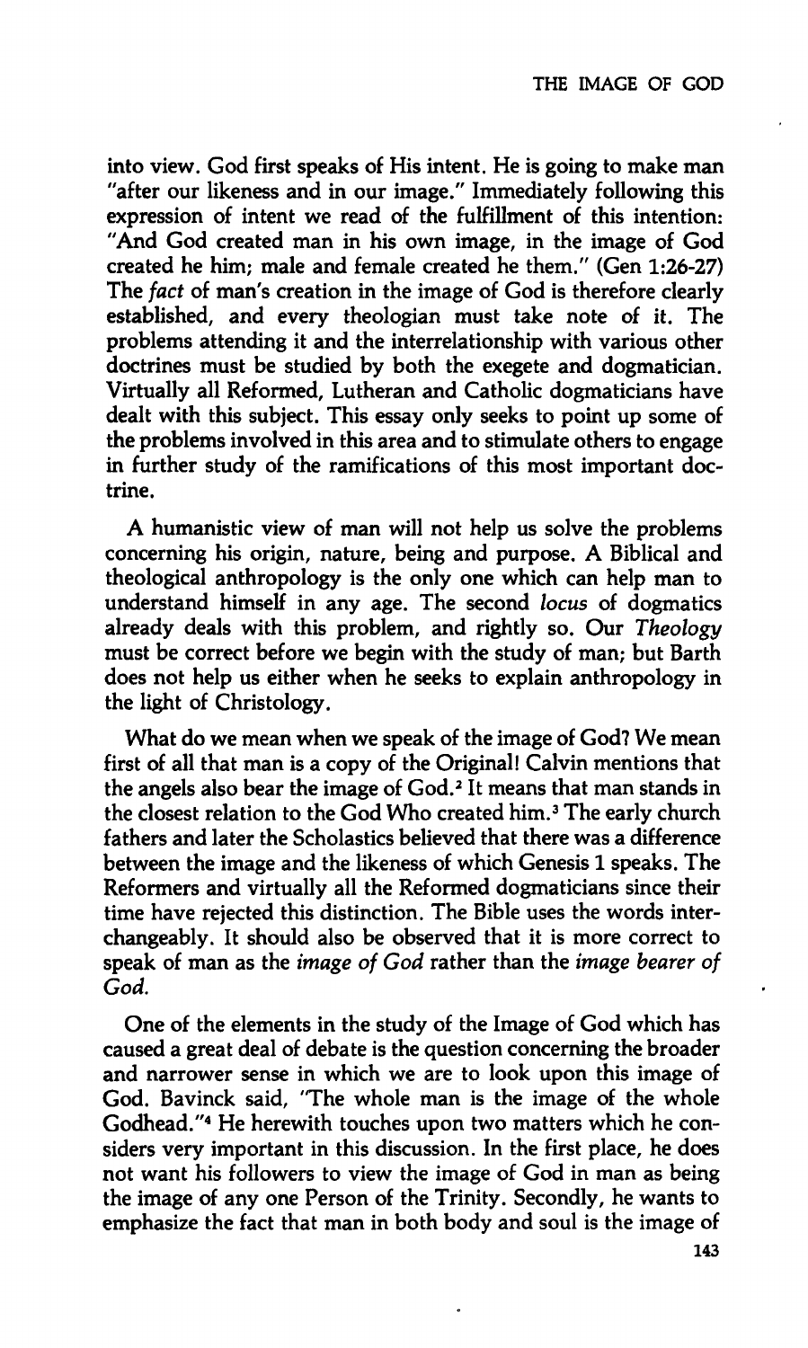into view. God first speaks of His intent. He is going to make man "after our likeness and in our image." Immediately following this expression of intent we read of the fulfillment of this intention: "And God created man in his own image, in the image of God created he him; male and female created he them." (Gen 1:26-27) The *fact* of man's creation in the image of God is therefore clearly established, and every theologian must take note of it. The problems attending it and the interrelationship with various other doctrines must be studied by both the exegete and dogmatician. Virtually all Reformed, Lutheran and Catholic dogmaticians have dealt with this subject. This essay only seeks to point up some of the problems involved in this area and to stimulate others to engage in further study of the ramifications of this most important doctrine.

A humanistic view of man will not help us solve the problems concerning his origin, nature, being and purpose. A Biblical and theological anthropology is the only one which can help man to understand himself in any age. The second *locus* of dogmatics already deals with this problem, and rightly so. Our *Theology* must be correct before we begin with the study of man; but Barth does not help us either when he seeks to explain anthropology in the light of Christology.

What do we mean when we speak of the image of God? We mean first of all that man is a copy of the Original! Calvin mentions that the angels also bear the image of God.[2] It means that man stands in the closest relation to the God Who created him.[3] The early church fathers and later the Scholastics believed that there was a difference between the image and the likeness of which Genesis 1 speaks. The Reformers and virtually all the Reformed dogmaticians since their time have rejected this distinction. The Bible uses the words interchangeably. It should also be observed that it is more correct to speak of man as the *image of God* rather than the *image bearer of God*.

One of the elements in the study of the Image of God which has caused a great deal of debate is the question concerning the broader and narrower sense in which we are to look upon this image of God. Bavinck said, "The whole man is the image of the whole Godhead."[4] He herewith touches upon two matters which he considers very important in this discussion. In the first place, he does not want his followers to view the image of God in man as being the image of any one Person of the Trinity. Secondly, he wants to emphasize the fact that man in both body and soul is the image of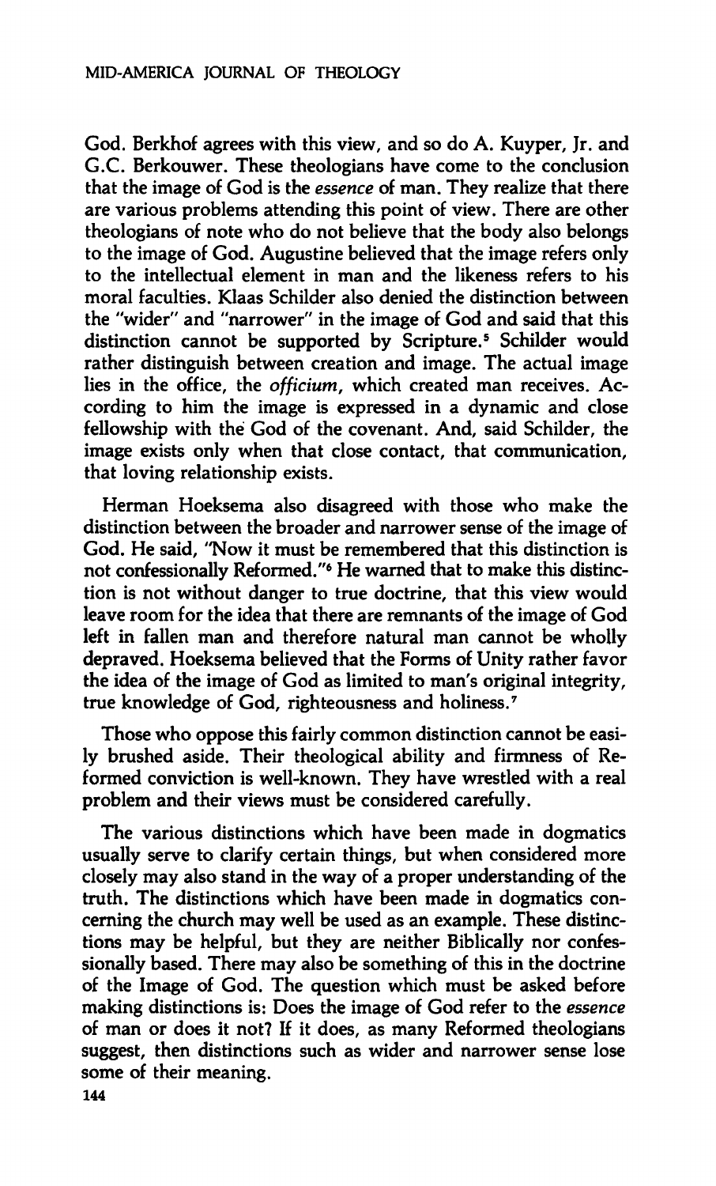God. Berkhof agrees with this view, and so do A. Kuyper, Jr. and G.C. Berkouwer. These theologians have come to the conclusion that the image of God is the *essence* of man. They realize that there are various problems attending this point of view. There are other theologians of note who do not believe that the body also belongs to the image of God. Augustine believed that the image refers only to the intellectual element in man and the likeness refers to his moral faculties. Klaas Schilder also denied the distinction between the "wider" and "narrower" in the image of God and said that this distinction cannot be supported by Scripture.[5] Schilder would rather distinguish between creation and image. The actual image lies in the office, the *officium*, which created man receives. According to him the image is expressed in a dynamic and close fellowship with the God of the covenant. And, said Schilder, the image exists only when that close contact, that communication, that loving relationship exists.

Herman Hoeksema also disagreed with those who make the distinction between the broader and narrower sense of the image of God. He said, "Now it must be remembered that this distinction is not confessionally Reformed."[6] He warned that to make this distinction is not without danger to true doctrine, that this view would leave room for the idea that there are remnants of the image of God left in fallen man and therefore natural man cannot be wholly depraved. Hoeksema believed that the Forms of Unity rather favor the idea of the image of God as limited to man's original integrity, true knowledge of God, righteousness and holiness.[7]

Those who oppose this fairly common distinction cannot be easily brushed aside. Their theological ability and firmness of Reformed conviction is well-known. They have wrestled with a real problem and their views must be considered carefully.

The various distinctions which have been made in dogmatics usually serve to clarify certain things, but when considered more closely may also stand in the way of a proper understanding of the truth. The distinctions which have been made in dogmatics concerning the church may well be used as an example. These distinctions may be helpful, but they are neither Biblically nor confessionally based. There may also be something of this in the doctrine of the Image of God. The question which must be asked before making distinctions is: Does the image of God refer to the *essence* of man or does it not? If it does, as many Reformed theologians suggest, then distinctions such as wider and narrower sense lose some of their meaning.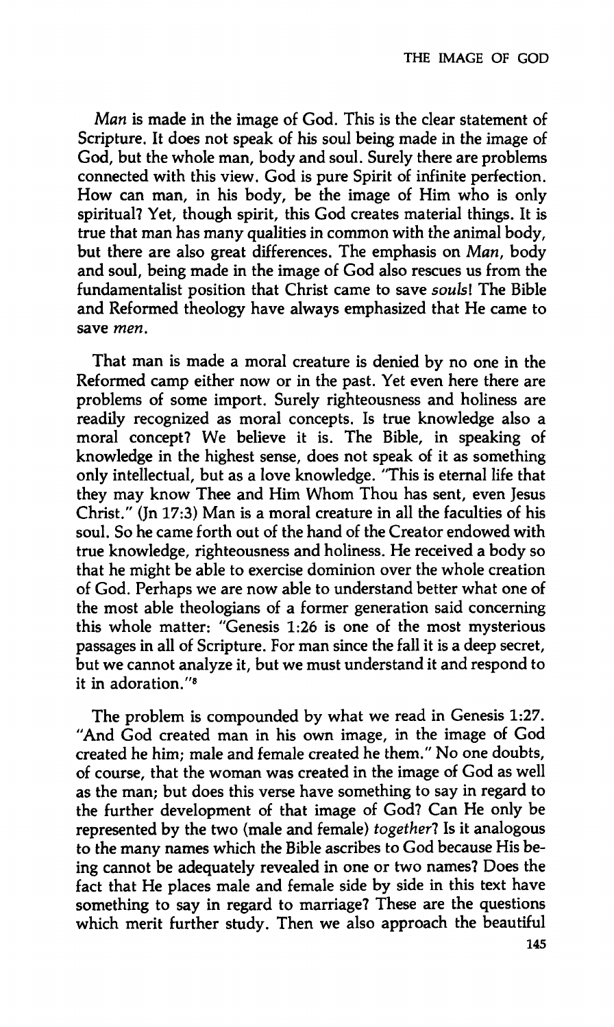*Man* is made in the image of God. This is the clear statement of Scripture. It does not speak of his soul being made in the image of God, but the whole man, body and soul. Surely there are problems connected with this view. God is pure Spirit of infinite perfection. How can man, in his body, be the image of Him who is only spiritual? Yet, though spirit, this God creates material things. It is true that man has many qualities in common with the animal body, but there are also great differences. The emphasis on *Man*, body and soul, being made in the image of God also rescues us from the fundamentalist position that Christ came to save *souls*! The Bible and Reformed theology have always emphasized that He came to save *men*.

That man is made a moral creature is denied by no one in the Reformed camp either now or in the past. Yet even here there are problems of some import. Surely righteousness and holiness are readily recognized as moral concepts. Is true knowledge also a moral concept? We believe it is. The Bible, in speaking of knowledge in the highest sense, does not speak of it as something only intellectual, but as a love knowledge. "This is eternal life that they may know Thee and Him Whom Thou has sent, even Jesus Christ." (Jn 17:3) Man is a moral creature in all the faculties of his soul. So he came forth out of the hand of the Creator endowed with true knowledge, righteousness and holiness. He received a body so that he might be able to exercise dominion over the whole creation of God. Perhaps we are now able to understand better what one of the most able theologians of a former generation said concerning this whole matter: "Genesis 1:26 is one of the most mysterious passages in all of Scripture. For man since the fall it is a deep secret, but we cannot analyze it, but we must understand it and respond to it in adoration."[8]

The problem is compounded by what we read in Genesis 1:27. "And God created man in his own image, in the image of God created he him; male and female created he them." No one doubts, of course, that the woman was created in the image of God as well as the man; but does this verse have something to say in regard to the further development of that image of God? Can He only be represented by the two (male and female) *together*? Is it analogous to the many names which the Bible ascribes to God because His being cannot be adequately revealed in one or two names? Does the fact that He places male and female side by side in this text have something to say in regard to marriage? These are the questions which merit further study. Then we also approach the beautiful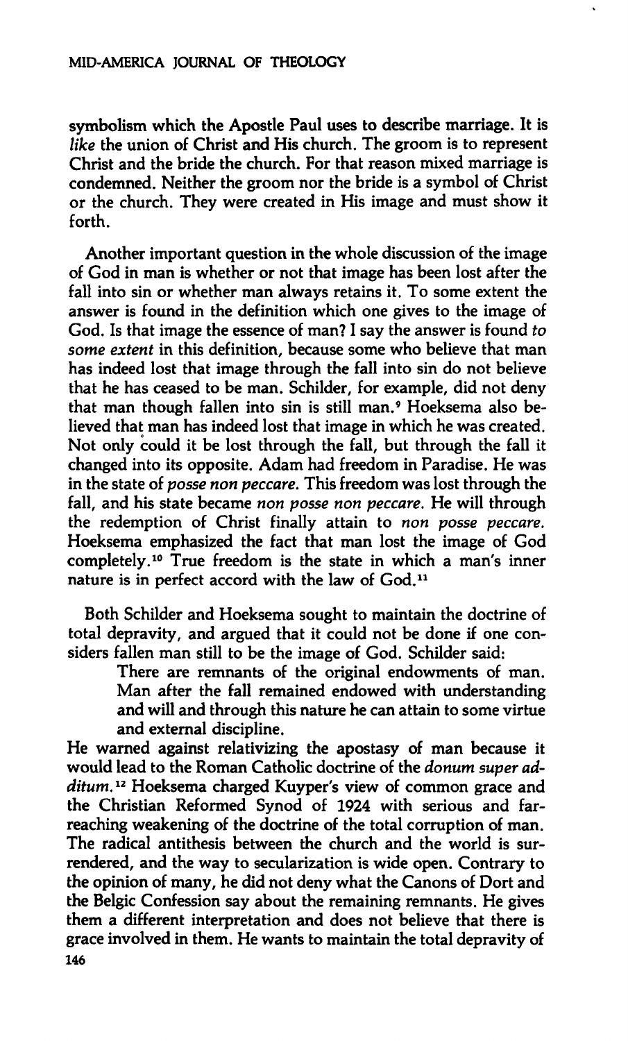symbolism which the Apostle Paul uses to describe marriage. It is *like* the union of Christ and His church. The groom is to represent Christ and the bride the church. For that reason mixed marriage is condemned. Neither the groom nor the bride is a symbol of Christ or the church. They were created in His image and must show it forth.

Another important question in the whole discussion of the image of God in man is whether or not that image has been lost after the fall into sin or whether man always retains it. To some extent the answer is found in the definition which one gives to the image of God. Is that image the essence of man? I say the answer is found *to some extent* in this definition, because some who believe that man has indeed lost that image through the fall into sin do not believe that he has ceased to be man. Schilder, for example, did not deny that man though fallen into sin is still man.[9] Hoeksema also believed that man has indeed lost that image in which he was created. Not only could it be lost through the fall, but through the fall it changed into its opposite. Adam had freedom in Paradise. He was in the state of *posse non peccare.* This freedom was lost through the fall, and his state became *non posse non peccare.* He will through the redemption of Christ finally attain to *non posse peccare.* Hoeksema emphasized the fact that man lost the image of God completely.[10] True freedom is the state in which a man's inner nature is in perfect accord with the law of God.[11]

Both Schilder and Hoeksema sought to maintain the doctrine of total depravity, and argued that it could not be done if one considers fallen man still to be the image of God. Schilder said:

> There are remnants of the original endowments of man. Man after the fall remained endowed with understanding and will and through this nature he can attain to some virtue and external discipline.

He warned against relativizing the apostasy of man because it would lead to the Roman Catholic doctrine of the *donum super additum.*[12] Hoeksema charged Kuyper's view of common grace and the Christian Reformed Synod of 1924 with serious and far-reaching weakening of the doctrine of the total corruption of man. The radical antithesis between the church and the world is surrendered, and the way to secularization is wide open. Contrary to the opinion of many, he did not deny what the Canons of Dort and the Belgic Confession say about the remaining remnants. He gives them a different interpretation and does not believe that there is grace involved in them. He wants to maintain the total depravity of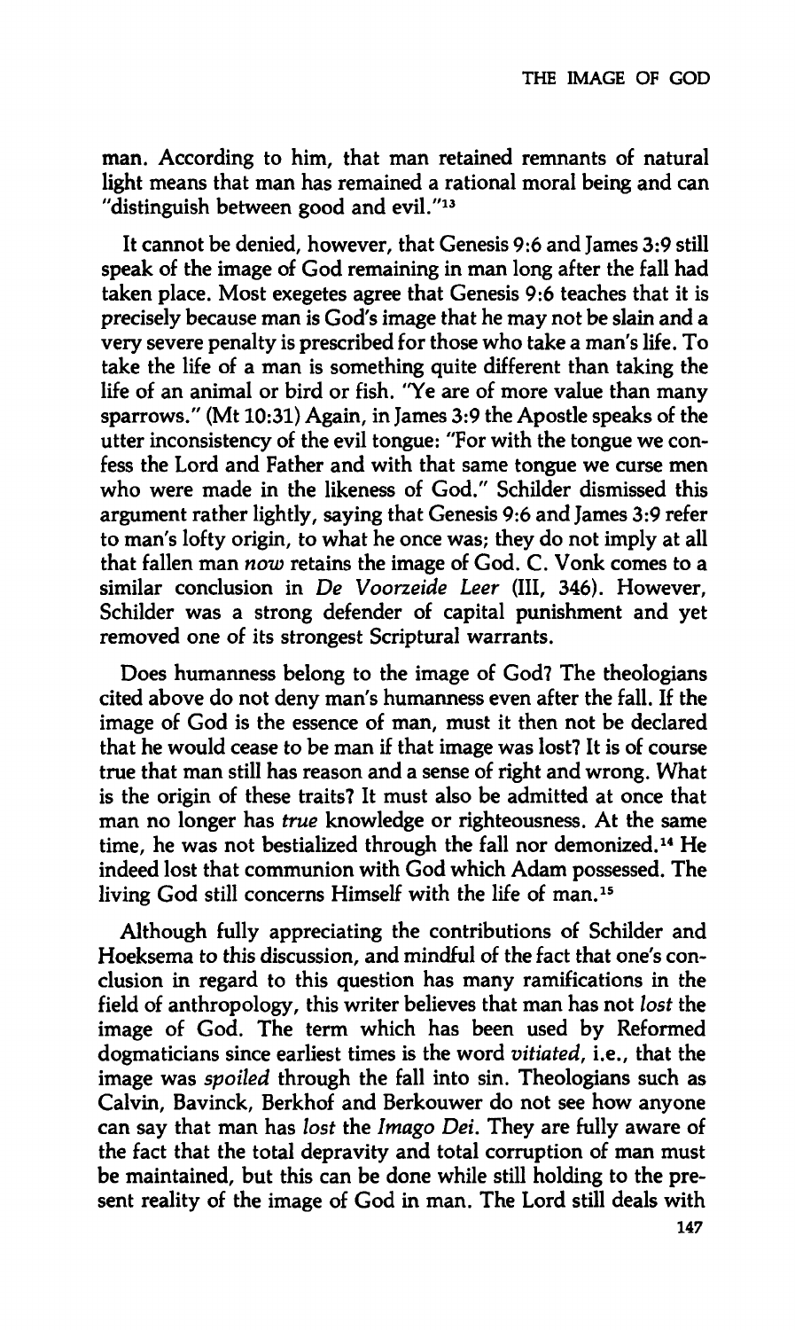man. According to him, that man retained remnants of natural light means that man has remained a rational moral being and can "distinguish between good and evil."[13]

It cannot be denied, however, that Genesis 9:6 and James 3:9 still speak of the image of God remaining in man long after the fall had taken place. Most exegetes agree that Genesis 9:6 teaches that it is precisely because man is God's image that he may not be slain and a very severe penalty is prescribed for those who take a man's life. To take the life of a man is something quite different than taking the life of an animal or bird or fish. "Ye are of more value than many sparrows." (Mt 10:31) Again, in James 3:9 the Apostle speaks of the utter inconsistency of the evil tongue: "For with the tongue we confess the Lord and Father and with that same tongue we curse men who were made in the likeness of God." Schilder dismissed this argument rather lightly, saying that Genesis 9:6 and James 3:9 refer to man's lofty origin, to what he once was; they do not imply at all that fallen man *now* retains the image of God. C. Vonk comes to a similar conclusion in *De Voorzeide Leer* (III, 346). However, Schilder was a strong defender of capital punishment and yet removed one of its strongest Scriptural warrants.

Does humanness belong to the image of God? The theologians cited above do not deny man's humanness even after the fall. If the image of God is the essence of man, must it then not be declared that he would cease to be man if that image was lost? It is of course true that man still has reason and a sense of right and wrong. What is the origin of these traits? It must also be admitted at once that man no longer has *true* knowledge or righteousness. At the same time, he was not bestialized through the fall nor demonized.[14] He indeed lost that communion with God which Adam possessed. The living God still concerns Himself with the life of man.[15]

Although fully appreciating the contributions of Schilder and Hoeksema to this discussion, and mindful of the fact that one's conclusion in regard to this question has many ramifications in the field of anthropology, this writer believes that man has not *lost* the image of God. The term which has been used by Reformed dogmaticians since earliest times is the word *vitiated*, i.e., that the image was *spoiled* through the fall into sin. Theologians such as Calvin, Bavinck, Berkhof and Berkouwer do not see how anyone can say that man has *lost* the *Imago Dei*. They are fully aware of the fact that the total depravity and total corruption of man must be maintained, but this can be done while still holding to the present reality of the image of God in man. The Lord still deals with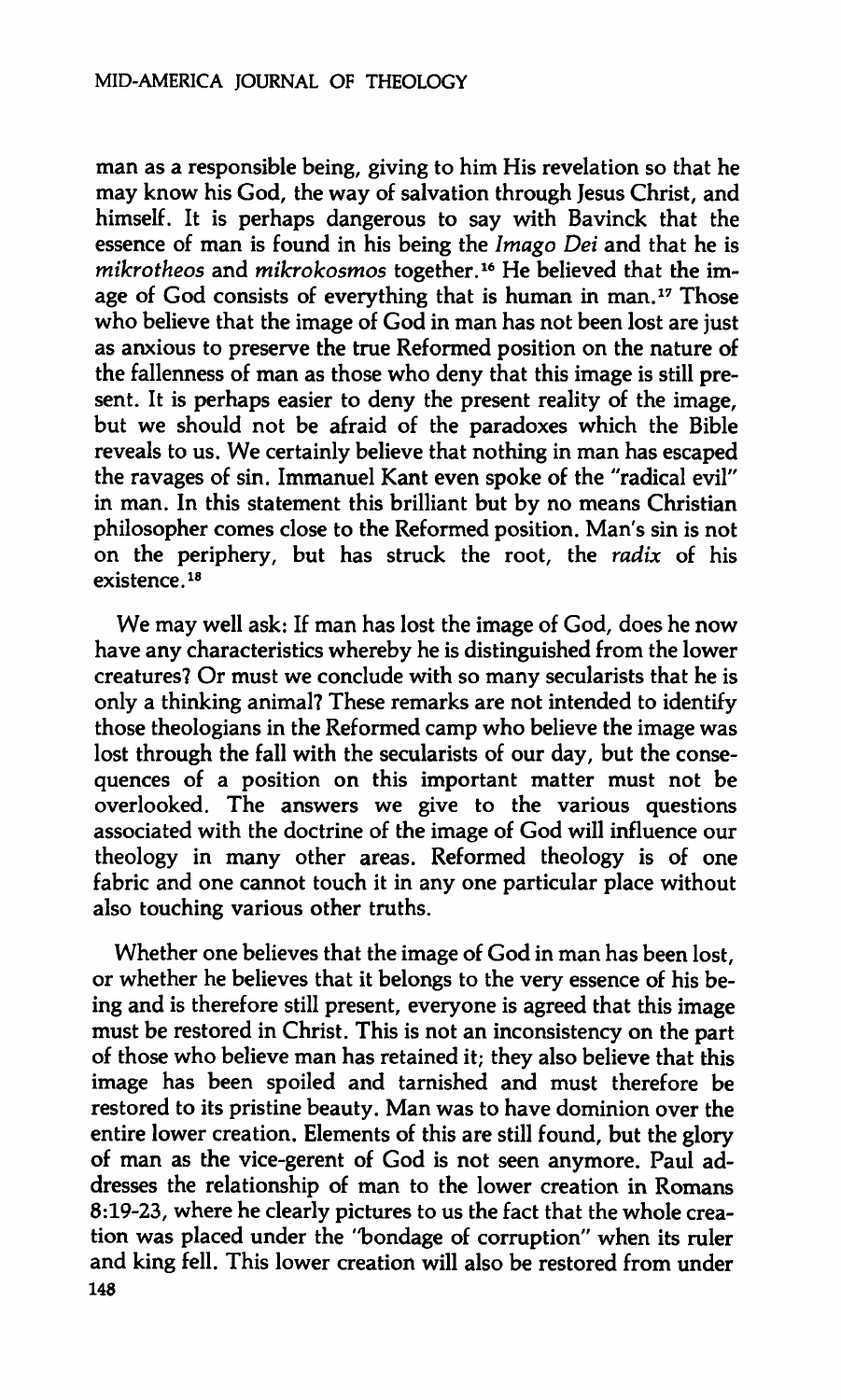man as a responsible being, giving to him His revelation so that he may know his God, the way of salvation through Jesus Christ, and himself. It is perhaps dangerous to say with Bavinck that the essence of man is found in his being the *Imago Dei* and that he is *mikrotheos* and *mikrokosmos* together.[16] He believed that the image of God consists of everything that is human in man.[17] Those who believe that the image of God in man has not been lost are just as anxious to preserve the true Reformed position on the nature of the fallenness of man as those who deny that this image is still present. It is perhaps easier to deny the present reality of the image, but we should not be afraid of the paradoxes which the Bible reveals to us. We certainly believe that nothing in man has escaped the ravages of sin. Immanuel Kant even spoke of the "radical evil" in man. In this statement this brilliant but by no means Christian philosopher comes close to the Reformed position. Man's sin is not on the periphery, but has struck the root, the *radix* of his existence.[18]

We may well ask: If man has lost the image of God, does he now have any characteristics whereby he is distinguished from the lower creatures? Or must we conclude with so many secularists that he is only a thinking animal? These remarks are not intended to identify those theologians in the Reformed camp who believe the image was lost through the fall with the secularists of our day, but the consequences of a position on this important matter must not be overlooked. The answers we give to the various questions associated with the doctrine of the image of God will influence our theology in many other areas. Reformed theology is of one fabric and one cannot touch it in any one particular place without also touching various other truths.

Whether one believes that the image of God in man has been lost, or whether he believes that it belongs to the very essence of his being and is therefore still present, everyone is agreed that this image must be restored in Christ. This is not an inconsistency on the part of those who believe man has retained it; they also believe that this image has been spoiled and tarnished and must therefore be restored to its pristine beauty. Man was to have dominion over the entire lower creation. Elements of this are still found, but the glory of man as the vice-gerent of God is not seen anymore. Paul addresses the relationship of man to the lower creation in Romans 8:19-23, where he clearly pictures to us the fact that the whole creation was placed under the "bondage of corruption" when its ruler and king fell. This lower creation will also be restored from under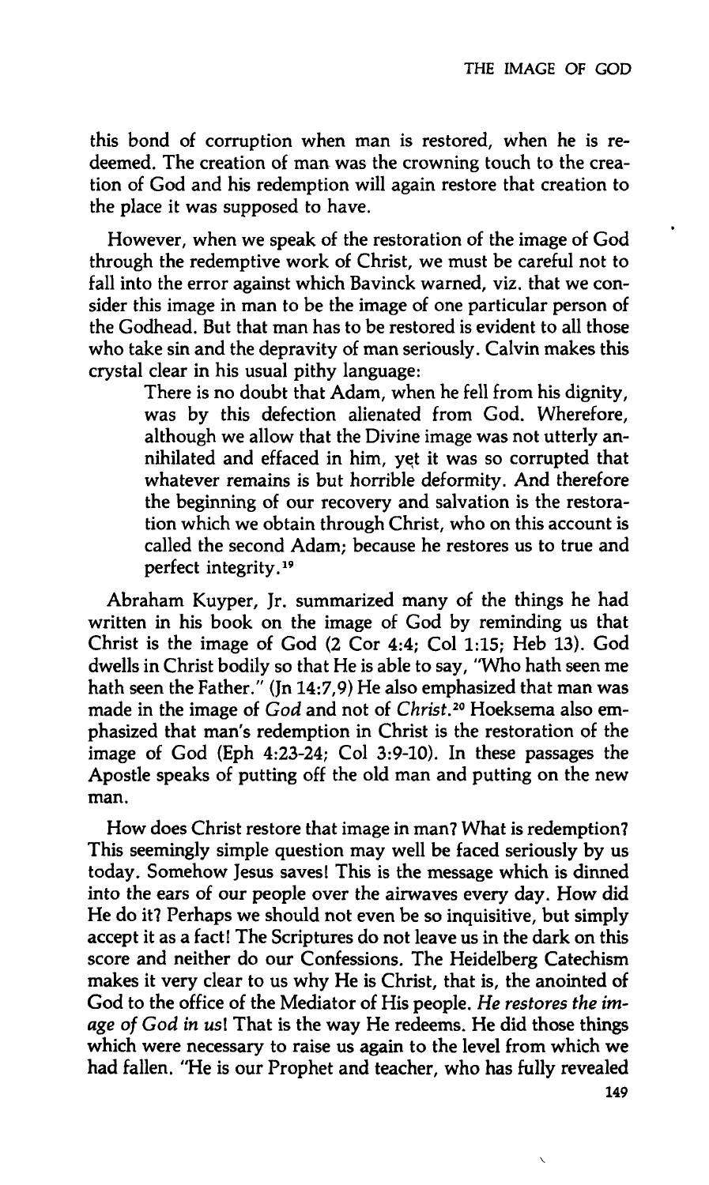this bond of corruption when man is restored, when he is redeemed. The creation of man was the crowning touch to the creation of God and his redemption will again restore that creation to the place it was supposed to have.

However, when we speak of the restoration of the image of God through the redemptive work of Christ, we must be careful not to fall into the error against which Bavinck warned, viz. that we consider this image in man to be the image of one particular person of the Godhead. But that man has to be restored is evident to all those who take sin and the depravity of man seriously. Calvin makes this crystal clear in his usual pithy language:

> There is no doubt that Adam, when he fell from his dignity, was by this defection alienated from God. Wherefore, although we allow that the Divine image was not utterly annihilated and effaced in him, yet it was so corrupted that whatever remains is but horrible deformity. And therefore the beginning of our recovery and salvation is the restoration which we obtain through Christ, who on this account is called the second Adam; because he restores us to true and perfect integrity.[19]

Abraham Kuyper, Jr. summarized many of the things he had written in his book on the image of God by reminding us that Christ is the image of God (2 Cor 4:4; Col 1:15; Heb 13). God dwells in Christ bodily so that He is able to say, "Who hath seen me hath seen the Father." (Jn 14:7,9) He also emphasized that man was made in the image of *God* and not of *Christ*.[20] Hoeksema also emphasized that man's redemption in Christ is the restoration of the image of God (Eph 4:23-24; Col 3:9-10). In these passages the Apostle speaks of putting off the old man and putting on the new man.

How does Christ restore that image in man? What is redemption? This seemingly simple question may well be faced seriously by us today. Somehow Jesus saves! This is the message which is dinned into the ears of our people over the airwaves every day. How did He do it? Perhaps we should not even be so inquisitive, but simply accept it as a fact! The Scriptures do not leave us in the dark on this score and neither do our Confessions. The Heidelberg Catechism makes it very clear to us why He is Christ, that is, the anointed of God to the office of the Mediator of His people. *He restores the image of God in us!* That is the way He redeems. He did those things which were necessary to raise us again to the level from which we had fallen. "He is our Prophet and teacher, who has fully revealed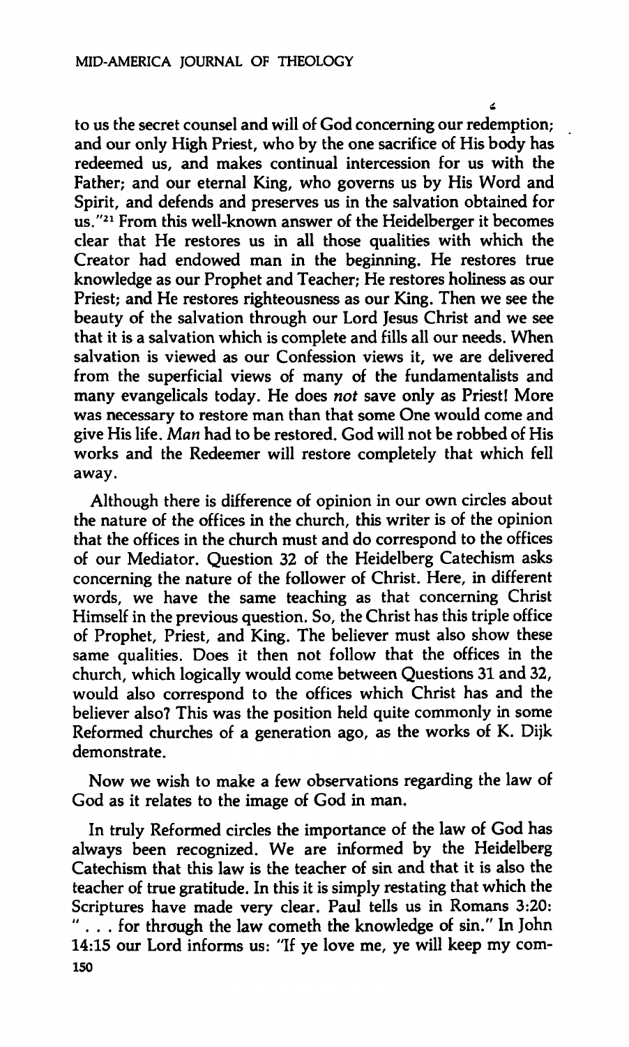to us the secret counsel and will of God concerning our redemption; and our only High Priest, who by the one sacrifice of His body has redeemed us, and makes continual intercession for us with the Father; and our eternal King, who governs us by His Word and Spirit, and defends and preserves us in the salvation obtained for us."[21] From this well-known answer of the Heidelberger it becomes clear that He restores us in all those qualities with which the Creator had endowed man in the beginning. He restores true knowledge as our Prophet and Teacher; He restores holiness as our Priest; and He restores righteousness as our King. Then we see the beauty of the salvation through our Lord Jesus Christ and we see that it is a salvation which is complete and fills all our needs. When salvation is viewed as our Confession views it, we are delivered from the superficial views of many of the fundamentalists and many evangelicals today. He does *not* save only as Priest! More was necessary to restore man than that some One would come and give His life. *Man* had to be restored. God will not be robbed of His works and the Redeemer will restore completely that which fell away.

Although there is difference of opinion in our own circles about the nature of the offices in the church, this writer is of the opinion that the offices in the church must and do correspond to the offices of our Mediator. Question 32 of the Heidelberg Catechism asks concerning the nature of the follower of Christ. Here, in different words, we have the same teaching as that concerning Christ Himself in the previous question. So, the Christ has this triple office of Prophet, Priest, and King. The believer must also show these same qualities. Does it then not follow that the offices in the church, which logically would come between Questions 31 and 32, would also correspond to the offices which Christ has and the believer also? This was the position held quite commonly in some Reformed churches of a generation ago, as the works of K. Dijk demonstrate.

Now we wish to make a few observations regarding the law of God as it relates to the image of God in man.

In truly Reformed circles the importance of the law of God has always been recognized. We are informed by the Heidelberg Catechism that this law is the teacher of sin and that it is also the teacher of true gratitude. In this it is simply restating that which the Scriptures have made very clear. Paul tells us in Romans 3:20: " . . . for through the law cometh the knowledge of sin." In John 14:15 our Lord informs us: "If ye love me, ye will keep my com-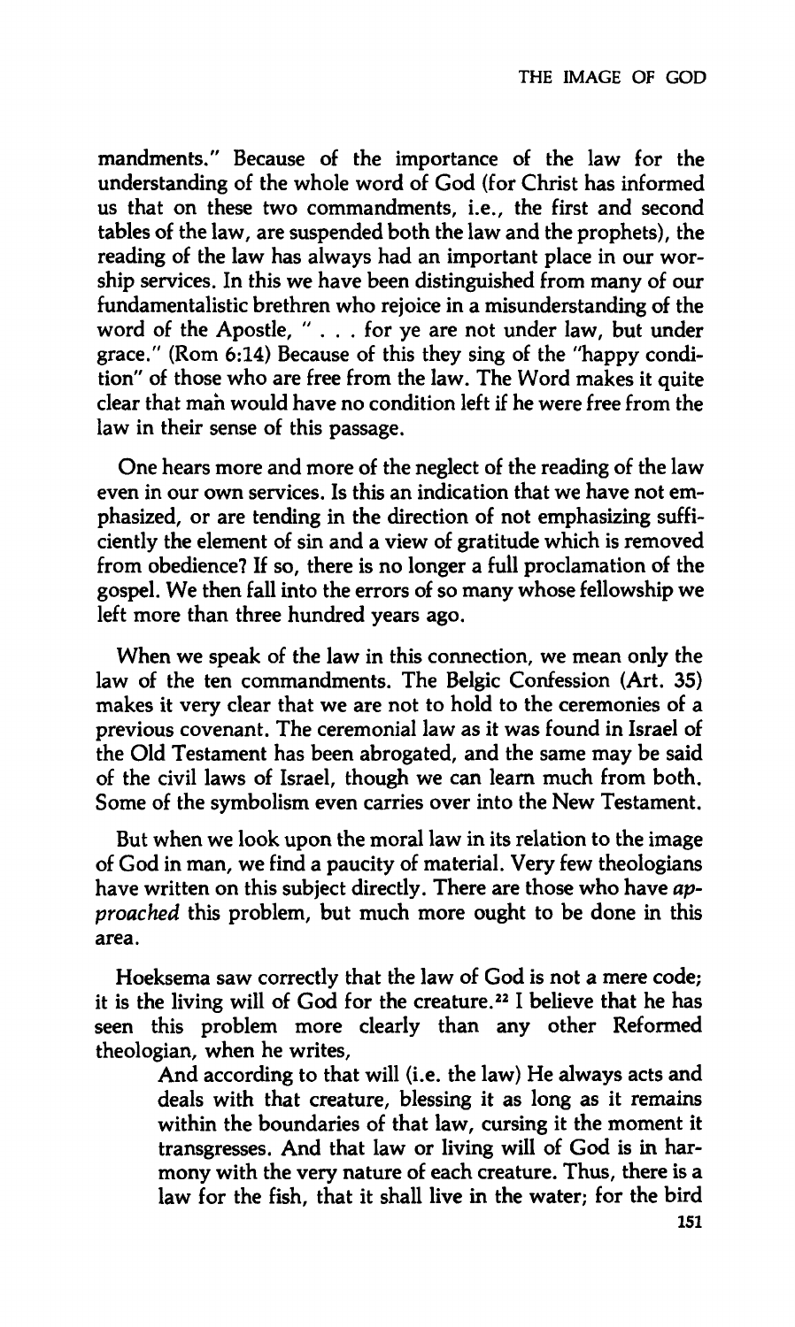mandments." Because of the importance of the law for the understanding of the whole word of God (for Christ has informed us that on these two commandments, i.e., the first and second tables of the law, are suspended both the law and the prophets), the reading of the law has always had an important place in our worship services. In this we have been distinguished from many of our fundamentalistic brethren who rejoice in a misunderstanding of the word of the Apostle, " . . . for ye are not under law, but under grace." (Rom 6:14) Because of this they sing of the "happy condition" of those who are free from the law. The Word makes it quite clear that man would have no condition left if he were free from the law in their sense of this passage.

One hears more and more of the neglect of the reading of the law even in our own services. Is this an indication that we have not emphasized, or are tending in the direction of not emphasizing sufficiently the element of sin and a view of gratitude which is removed from obedience? If so, there is no longer a full proclamation of the gospel. We then fall into the errors of so many whose fellowship we left more than three hundred years ago.

When we speak of the law in this connection, we mean only the law of the ten commandments. The Belgic Confession (Art. 35) makes it very clear that we are not to hold to the ceremonies of a previous covenant. The ceremonial law as it was found in Israel of the Old Testament has been abrogated, and the same may be said of the civil laws of Israel, though we can learn much from both. Some of the symbolism even carries over into the New Testament.

But when we look upon the moral law in its relation to the image of God in man, we find a paucity of material. Very few theologians have written on this subject directly. There are those who have *approached* this problem, but much more ought to be done in this area.

Hoeksema saw correctly that the law of God is not a mere code; it is the living will of God for the creature.[22] I believe that he has seen this problem more clearly than any other Reformed theologian, when he writes,

> And according to that will (i.e. the law) He always acts and deals with that creature, blessing it as long as it remains within the boundaries of that law, cursing it the moment it transgresses. And that law or living will of God is in harmony with the very nature of each creature. Thus, there is a law for the fish, that it shall live in the water; for the bird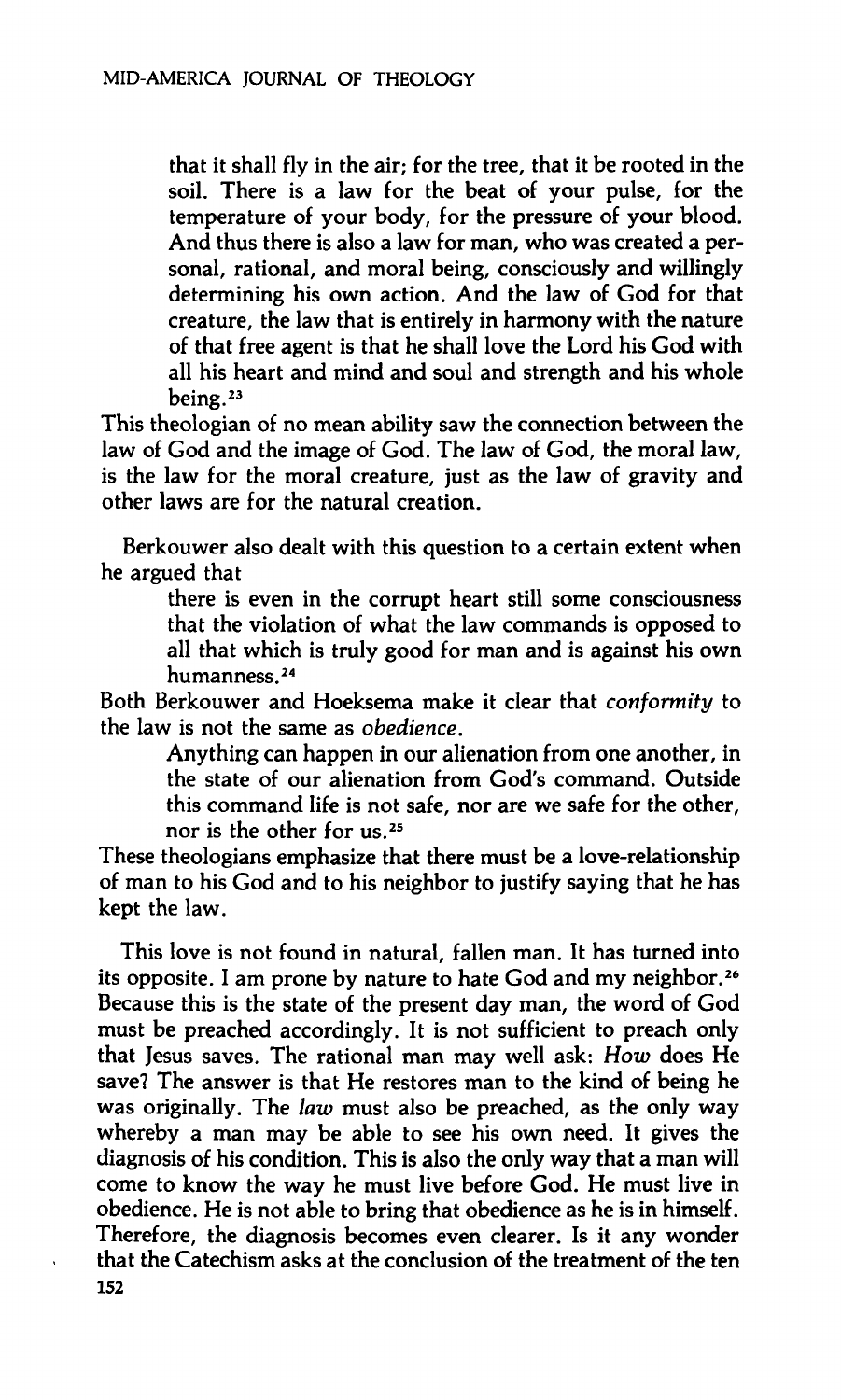> that it shall fly in the air; for the tree, that it be rooted in the soil. There is a law for the beat of your pulse, for the temperature of your body, for the pressure of your blood. And thus there is also a law for man, who was created a personal, rational, and moral being, consciously and willingly determining his own action. And the law of God for that creature, the law that is entirely in harmony with the nature of that free agent is that he shall love the Lord his God with all his heart and mind and soul and strength and his whole being.[23]

This theologian of no mean ability saw the connection between the law of God and the image of God. The law of God, the moral law, is the law for the moral creature, just as the law of gravity and other laws are for the natural creation.

Berkouwer also dealt with this question to a certain extent when he argued that

> there is even in the corrupt heart still some consciousness that the violation of what the law commands is opposed to all that which is truly good for man and is against his own humanness.[24]

Both Berkouwer and Hoeksema make it clear that *conformity* to the law is not the same as *obedience*.

> Anything can happen in our alienation from one another, in the state of our alienation from God's command. Outside this command life is not safe, nor are we safe for the other, nor is the other for us.[25]

These theologians emphasize that there must be a love-relationship of man to his God and to his neighbor to justify saying that he has kept the law.

This love is not found in natural, fallen man. It has turned into its opposite. I am prone by nature to hate God and my neighbor.[26] Because this is the state of the present day man, the word of God must be preached accordingly. It is not sufficient to preach only that Jesus saves. The rational man may well ask: *How* does He save? The answer is that He restores man to the kind of being he was originally. The *law* must also be preached, as the only way whereby a man may be able to see his own need. It gives the diagnosis of his condition. This is also the only way that a man will come to know the way he must live before God. He must live in obedience. He is not able to bring that obedience as he is in himself. Therefore, the diagnosis becomes even clearer. Is it any wonder that the Catechism asks at the conclusion of the treatment of the ten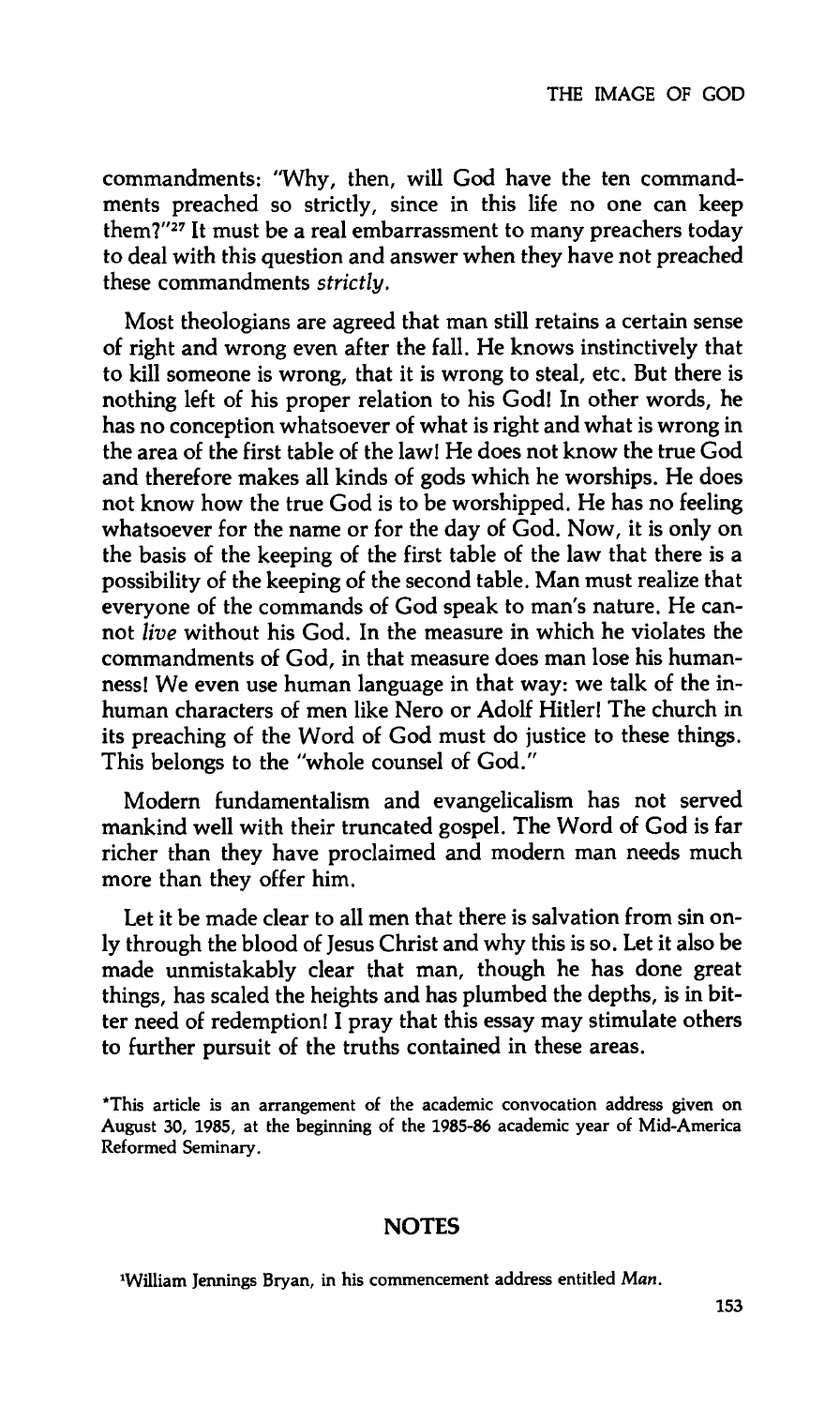commandments: "Why, then, will God have the ten commandments preached so strictly, since in this life no one can keep them?"[27] It must be a real embarrassment to many preachers today to deal with this question and answer when they have not preached these commandments *strictly*.

Most theologians are agreed that man still retains a certain sense of right and wrong even after the fall. He knows instinctively that to kill someone is wrong, that it is wrong to steal, etc. But there is nothing left of his proper relation to his God! In other words, he has no conception whatsoever of what is right and what is wrong in the area of the first table of the law! He does not know the true God and therefore makes all kinds of gods which he worships. He does not know how the true God is to be worshipped. He has no feeling whatsoever for the name or for the day of God. Now, it is only on the basis of the keeping of the first table of the law that there is a possibility of the keeping of the second table. Man must realize that everyone of the commands of God speak to man's nature. He cannot *live* without his God. In the measure in which he violates the commandments of God, in that measure does man lose his humanness! We even use human language in that way: we talk of the inhuman characters of men like Nero or Adolf Hitler! The church in its preaching of the Word of God must do justice to these things. This belongs to the "whole counsel of God."

Modern fundamentalism and evangelicalism has not served mankind well with their truncated gospel. The Word of God is far richer than they have proclaimed and modern man needs much more than they offer him.

Let it be made clear to all men that there is salvation from sin only through the blood of Jesus Christ and why this is so. Let it also be made unmistakably clear that man, though he has done great things, has scaled the heights and has plumbed the depths, is in bitter need of redemption! I pray that this essay may stimulate others to further pursuit of the truths contained in these areas.

*This article is an arrangement of the academic convocation address given on August 30, 1985, at the beginning of the 1985-86 academic year of Mid-America Reformed Seminary.

## NOTES

[1] William Jennings Bryan, in his commencement address entitled *Man*.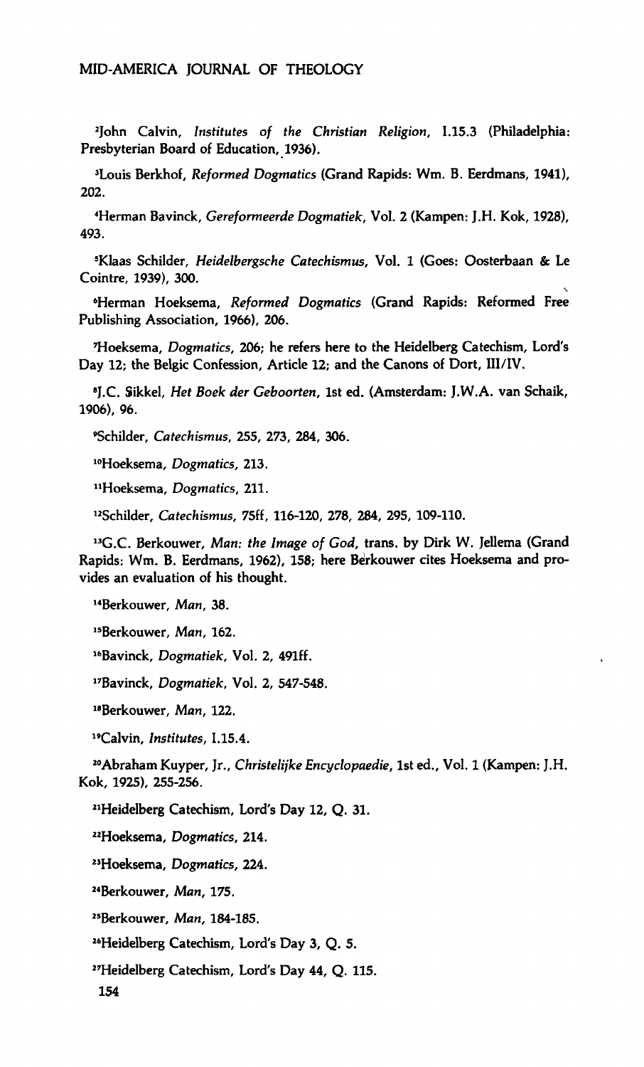[2]John Calvin, *Institutes of the Christian Religion*, I.15.3 (Philadelphia: Presbyterian Board of Education, 1936).

[3]Louis Berkhof, *Reformed Dogmatics* (Grand Rapids: Wm. B. Eerdmans, 1941), 202.

[4]Herman Bavinck, *Gereformeerde Dogmatiek*, Vol. 2 (Kampen: J.H. Kok, 1928), 493.

[5]Klaas Schilder, *Heidelbergsche Catechismus*, Vol. 1 (Goes: Oosterbaan & Le Cointre, 1939), 300.

[6]Herman Hoeksema, *Reformed Dogmatics* (Grand Rapids: Reformed Free Publishing Association, 1966), 206.

[7]Hoeksema, *Dogmatics*, 206; he refers here to the Heidelberg Catechism, Lord's Day 12; the Belgic Confession, Article 12; and the Canons of Dort, III/IV.

[8]J.C. Sikkel, *Het Boek der Geboorten*, 1st ed. (Amsterdam: J.W.A. van Schaik, 1906), 96.

[9]Schilder, *Catechismus*, 255, 273, 284, 306.

[10]Hoeksema, *Dogmatics*, 213.

[11]Hoeksema, *Dogmatics*, 211.

[12]Schilder, *Catechismus*, 75ff, 116-120, 278, 284, 295, 109-110.

[13]G.C. Berkouwer, *Man: the Image of God*, trans. by Dirk W. Jellema (Grand Rapids: Wm. B. Eerdmans, 1962), 158; here Berkouwer cites Hoeksema and provides an evaluation of his thought.

[14]Berkouwer, *Man*, 38.

[15]Berkouwer, *Man*, 162.

[16]Bavinck, *Dogmatiek*, Vol. 2, 491ff.

[17]Bavinck, *Dogmatiek*, Vol. 2, 547-548.

[18]Berkouwer, *Man*, 122.

[19]Calvin, *Institutes*, I.15.4.

[20]Abraham Kuyper, Jr., *Christelijke Encyclopaedie*, 1st ed., Vol. 1 (Kampen: J.H. Kok, 1925), 255-256.

[21]Heidelberg Catechism, Lord's Day 12, Q. 31.

[22]Hoeksema, *Dogmatics*, 214.

[23]Hoeksema, *Dogmatics*, 224.

[24]Berkouwer, *Man*, 175.

[25]Berkouwer, *Man*, 184-185.

[26]Heidelberg Catechism, Lord's Day 3, Q. 5.

[27]Heidelberg Catechism, Lord's Day 44, Q. 115.